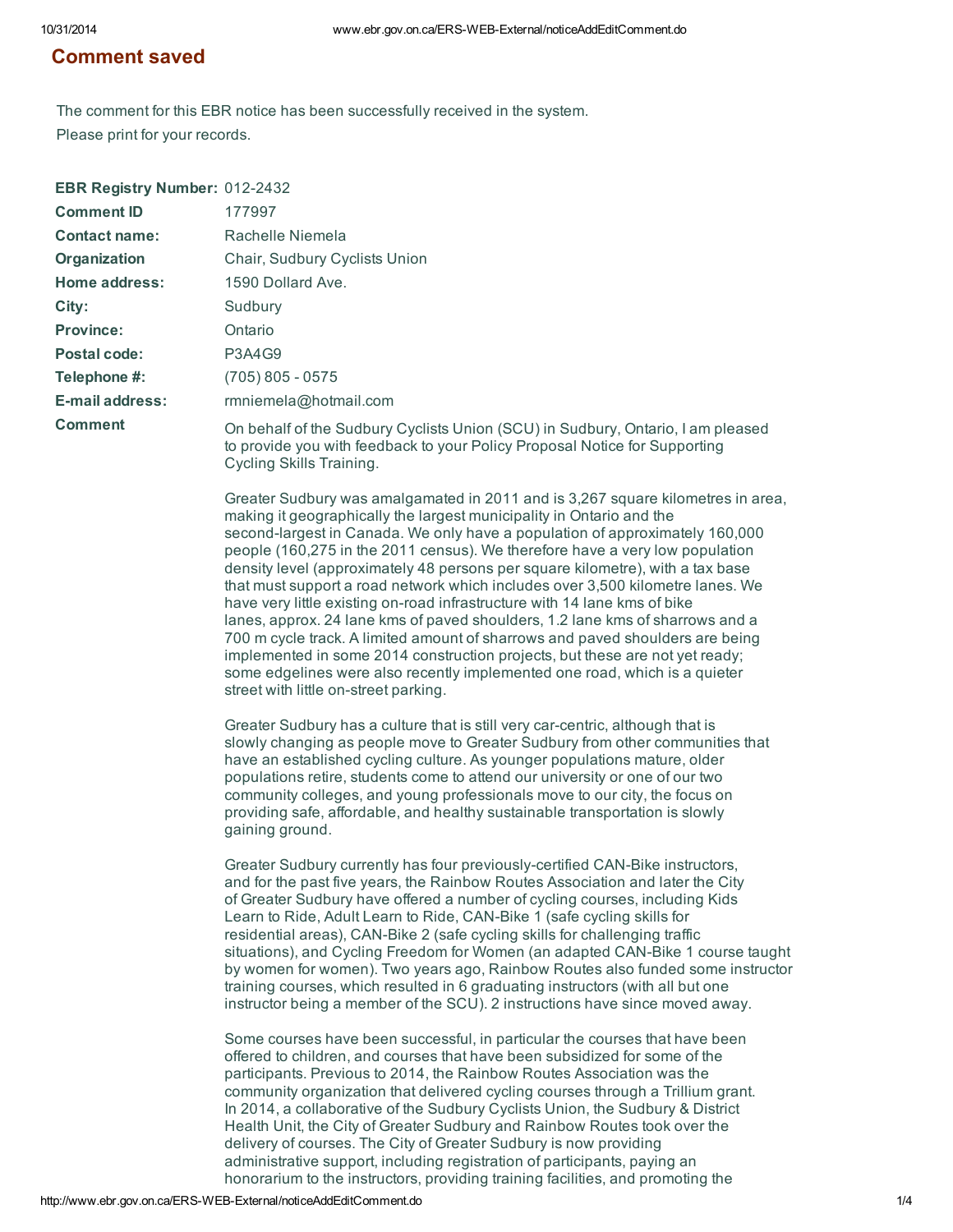# Comment saved

The comment for this EBR notice has been successfully received in the system.
Please print for your records.

| | |
|---|---|
| **EBR Registry Number:** | 012-2432 |
| **Comment ID** | 177997 |
| **Contact name:** | Rachelle Niemela |
| **Organization** | Chair, Sudbury Cyclists Union |
| **Home address:** | 1590 Dollard Ave. |
| **City:** | Sudbury |
| **Province:** | Ontario |
| **Postal code:** | P3A4G9 |
| **Telephone #:** | (705) 805 - 0575 |
| **E-mail address:** | rmniemela@hotmail.com |

**Comment**

On behalf of the Sudbury Cyclists Union (SCU) in Sudbury, Ontario, I am pleased to provide you with feedback to your Policy Proposal Notice for Supporting Cycling Skills Training.

Greater Sudbury was amalgamated in 2011 and is 3,267 square kilometres in area, making it geographically the largest municipality in Ontario and the second-largest in Canada. We only have a population of approximately 160,000 people (160,275 in the 2011 census). We therefore have a very low population density level (approximately 48 persons per square kilometre), with a tax base that must support a road network which includes over 3,500 kilometre lanes. We have very little existing on-road infrastructure with 14 lane kms of bike lanes, approx. 24 lane kms of paved shoulders, 1.2 lane kms of sharrows and a 700 m cycle track. A limited amount of sharrows and paved shoulders are being implemented in some 2014 construction projects, but these are not yet ready; some edgelines were also recently implemented one road, which is a quieter street with little on-street parking.

Greater Sudbury has a culture that is still very car-centric, although that is slowly changing as people move to Greater Sudbury from other communities that have an established cycling culture. As younger populations mature, older populations retire, students come to attend our university or one of our two community colleges, and young professionals move to our city, the focus on providing safe, affordable, and healthy sustainable transportation is slowly gaining ground.

Greater Sudbury currently has four previously-certified CAN-Bike instructors, and for the past five years, the Rainbow Routes Association and later the City of Greater Sudbury have offered a number of cycling courses, including Kids Learn to Ride, Adult Learn to Ride, CAN-Bike 1 (safe cycling skills for residential areas), CAN-Bike 2 (safe cycling skills for challenging traffic situations), and Cycling Freedom for Women (an adapted CAN-Bike 1 course taught by women for women). Two years ago, Rainbow Routes also funded some instructor training courses, which resulted in 6 graduating instructors (with all but one instructor being a member of the SCU). 2 instructions have since moved away.

Some courses have been successful, in particular the courses that have been offered to children, and courses that have been subsidized for some of the participants. Previous to 2014, the Rainbow Routes Association was the community organization that delivered cycling courses through a Trillium grant. In 2014, a collaborative of the Sudbury Cyclists Union, the Sudbury & District Health Unit, the City of Greater Sudbury and Rainbow Routes took over the delivery of courses. The City of Greater Sudbury is now providing administrative support, including registration of participants, paying an honorarium to the instructors, providing training facilities, and promoting the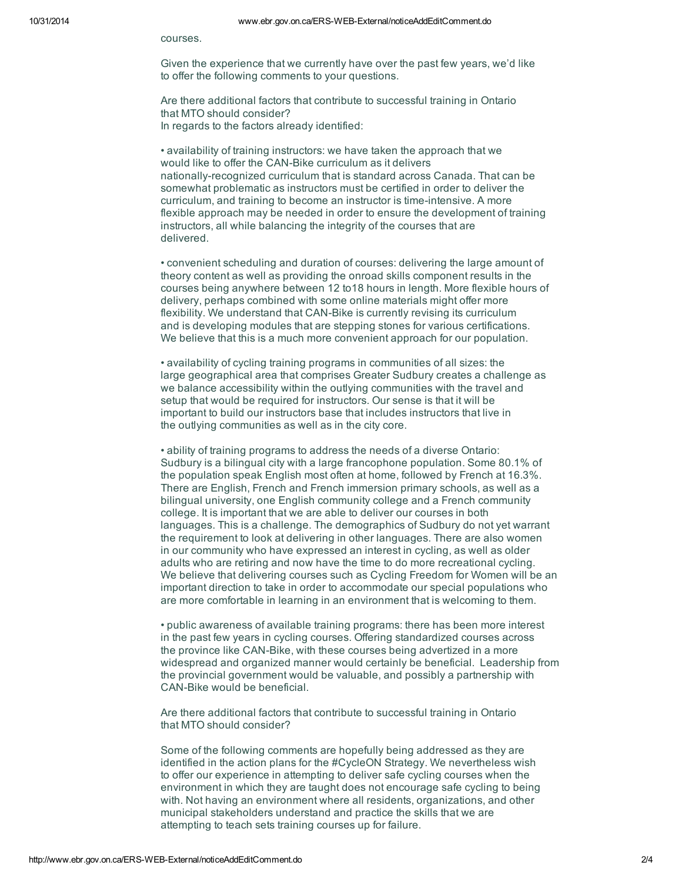courses.

Given the experience that we currently have over the past few years, we'd like to offer the following comments to your questions.

Are there additional factors that contribute to successful training in Ontario that MTO should consider?
In regards to the factors already identified:

• availability of training instructors: we have taken the approach that we would like to offer the CAN-Bike curriculum as it delivers nationally-recognized curriculum that is standard across Canada. That can be somewhat problematic as instructors must be certified in order to deliver the curriculum, and training to become an instructor is time-intensive. A more flexible approach may be needed in order to ensure the development of training instructors, all while balancing the integrity of the courses that are delivered.

• convenient scheduling and duration of courses: delivering the large amount of theory content as well as providing the onroad skills component results in the courses being anywhere between 12 to18 hours in length. More flexible hours of delivery, perhaps combined with some online materials might offer more flexibility. We understand that CAN-Bike is currently revising its curriculum and is developing modules that are stepping stones for various certifications. We believe that this is a much more convenient approach for our population.

• availability of cycling training programs in communities of all sizes: the large geographical area that comprises Greater Sudbury creates a challenge as we balance accessibility within the outlying communities with the travel and setup that would be required for instructors. Our sense is that it will be important to build our instructors base that includes instructors that live in the outlying communities as well as in the city core.

• ability of training programs to address the needs of a diverse Ontario: Sudbury is a bilingual city with a large francophone population. Some 80.1% of the population speak English most often at home, followed by French at 16.3%. There are English, French and French immersion primary schools, as well as a bilingual university, one English community college and a French community college. It is important that we are able to deliver our courses in both languages. This is a challenge. The demographics of Sudbury do not yet warrant the requirement to look at delivering in other languages. There are also women in our community who have expressed an interest in cycling, as well as older adults who are retiring and now have the time to do more recreational cycling. We believe that delivering courses such as Cycling Freedom for Women will be an important direction to take in order to accommodate our special populations who are more comfortable in learning in an environment that is welcoming to them.

• public awareness of available training programs: there has been more interest in the past few years in cycling courses. Offering standardized courses across the province like CAN-Bike, with these courses being advertized in a more widespread and organized manner would certainly be beneficial. Leadership from the provincial government would be valuable, and possibly a partnership with CAN-Bike would be beneficial.

Are there additional factors that contribute to successful training in Ontario that MTO should consider?

Some of the following comments are hopefully being addressed as they are identified in the action plans for the #CycleON Strategy. We nevertheless wish to offer our experience in attempting to deliver safe cycling courses when the environment in which they are taught does not encourage safe cycling to being with. Not having an environment where all residents, organizations, and other municipal stakeholders understand and practice the skills that we are attempting to teach sets training courses up for failure.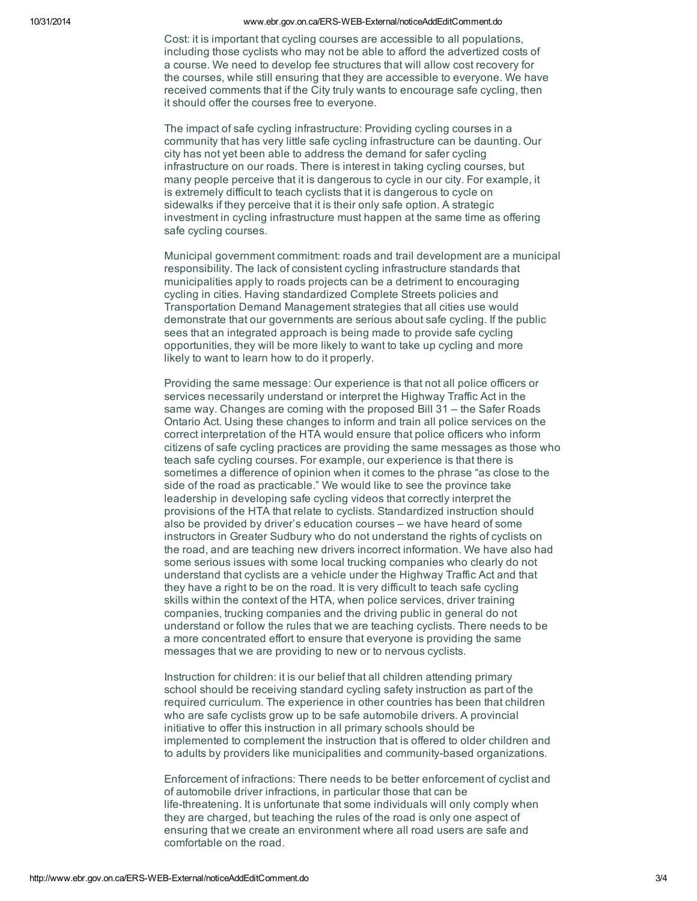Cost: it is important that cycling courses are accessible to all populations, including those cyclists who may not be able to afford the advertized costs of a course. We need to develop fee structures that will allow cost recovery for the courses, while still ensuring that they are accessible to everyone. We have received comments that if the City truly wants to encourage safe cycling, then it should offer the courses free to everyone.

The impact of safe cycling infrastructure: Providing cycling courses in a community that has very little safe cycling infrastructure can be daunting. Our city has not yet been able to address the demand for safer cycling infrastructure on our roads. There is interest in taking cycling courses, but many people perceive that it is dangerous to cycle in our city. For example, it is extremely difficult to teach cyclists that it is dangerous to cycle on sidewalks if they perceive that it is their only safe option. A strategic investment in cycling infrastructure must happen at the same time as offering safe cycling courses.

Municipal government commitment: roads and trail development are a municipal responsibility. The lack of consistent cycling infrastructure standards that municipalities apply to roads projects can be a detriment to encouraging cycling in cities. Having standardized Complete Streets policies and Transportation Demand Management strategies that all cities use would demonstrate that our governments are serious about safe cycling. If the public sees that an integrated approach is being made to provide safe cycling opportunities, they will be more likely to want to take up cycling and more likely to want to learn how to do it properly.

Providing the same message: Our experience is that not all police officers or services necessarily understand or interpret the Highway Traffic Act in the same way. Changes are coming with the proposed Bill 31 – the Safer Roads Ontario Act. Using these changes to inform and train all police services on the correct interpretation of the HTA would ensure that police officers who inform citizens of safe cycling practices are providing the same messages as those who teach safe cycling courses. For example, our experience is that there is sometimes a difference of opinion when it comes to the phrase "as close to the side of the road as practicable." We would like to see the province take leadership in developing safe cycling videos that correctly interpret the provisions of the HTA that relate to cyclists. Standardized instruction should also be provided by driver's education courses – we have heard of some instructors in Greater Sudbury who do not understand the rights of cyclists on the road, and are teaching new drivers incorrect information. We have also had some serious issues with some local trucking companies who clearly do not understand that cyclists are a vehicle under the Highway Traffic Act and that they have a right to be on the road. It is very difficult to teach safe cycling skills within the context of the HTA, when police services, driver training companies, trucking companies and the driving public in general do not understand or follow the rules that we are teaching cyclists. There needs to be a more concentrated effort to ensure that everyone is providing the same messages that we are providing to new or to nervous cyclists.

Instruction for children: it is our belief that all children attending primary school should be receiving standard cycling safety instruction as part of the required curriculum. The experience in other countries has been that children who are safe cyclists grow up to be safe automobile drivers. A provincial initiative to offer this instruction in all primary schools should be implemented to complement the instruction that is offered to older children and to adults by providers like municipalities and community-based organizations.

Enforcement of infractions: There needs to be better enforcement of cyclist and of automobile driver infractions, in particular those that can be life-threatening. It is unfortunate that some individuals will only comply when they are charged, but teaching the rules of the road is only one aspect of ensuring that we create an environment where all road users are safe and comfortable on the road.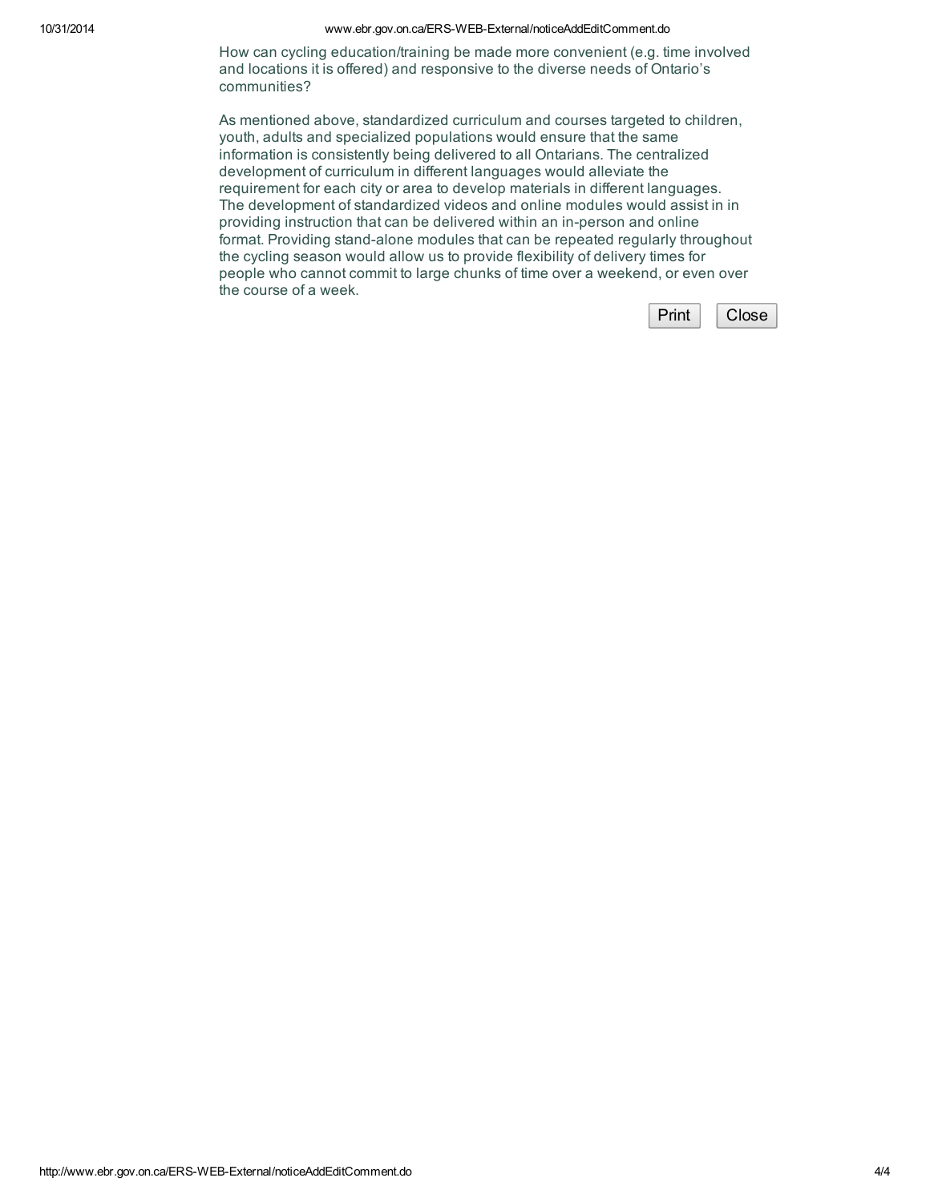How can cycling education/training be made more convenient (e.g. time involved and locations it is offered) and responsive to the diverse needs of Ontario's communities?

As mentioned above, standardized curriculum and courses targeted to children, youth, adults and specialized populations would ensure that the same information is consistently being delivered to all Ontarians. The centralized development of curriculum in different languages would alleviate the requirement for each city or area to develop materials in different languages. The development of standardized videos and online modules would assist in in providing instruction that can be delivered within an in-person and online format. Providing stand-alone modules that can be repeated regularly throughout the cycling season would allow us to provide flexibility of delivery times for people who cannot commit to large chunks of time over a weekend, or even over the course of a week.